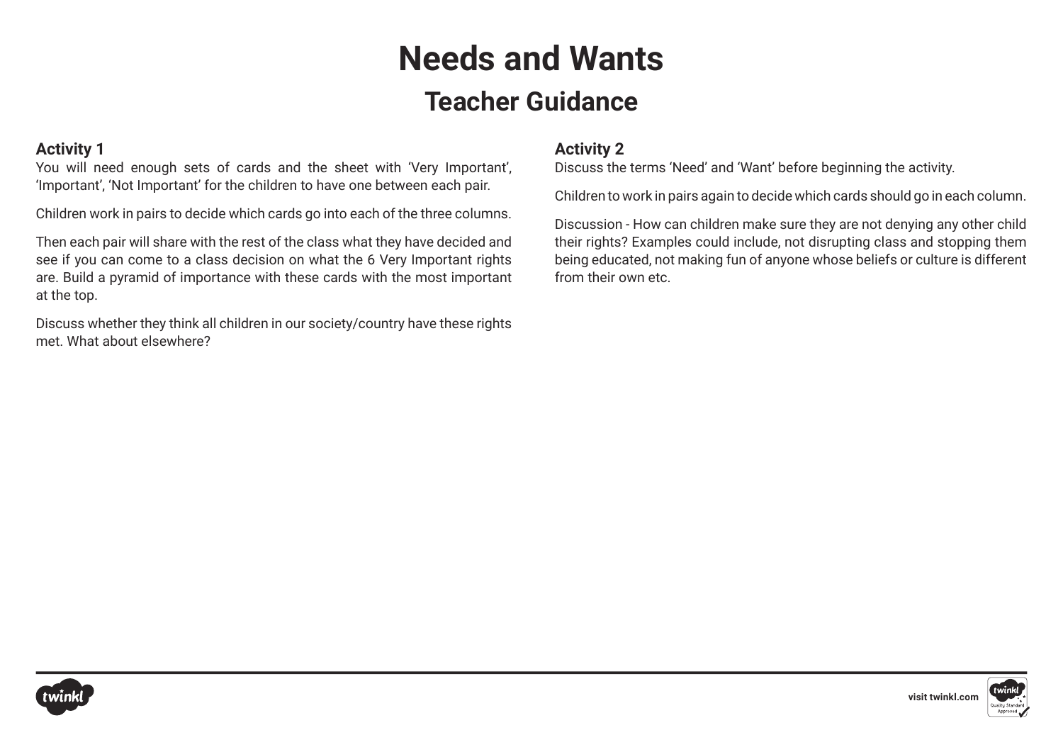# Needs and Wants

## Teacher Guidance

### Activity 1

You will need enough sets of cards and the sheet with 'Very Important', 'Important', 'Not Important' for the children to have one between each pair.

Children work in pairs to decide which cards go into each of the three columns.

Then each pair will share with the rest of the class what they have decided and see if you can come to a class decision on what the 6 Very Important rights are. Build a pyramid of importance with these cards with the most important at the top.

Discuss whether they think all children in our society/country have these rights met. What about elsewhere?

### Activity 2

Discuss the terms 'Need' and 'Want' before beginning the activity.

Children to work in pairs again to decide which cards should go in each column.

Discussion - How can children make sure they are not denying any other child their rights? Examples could include, not disrupting class and stopping them being educated, not making fun of anyone whose beliefs or culture is different from their own etc.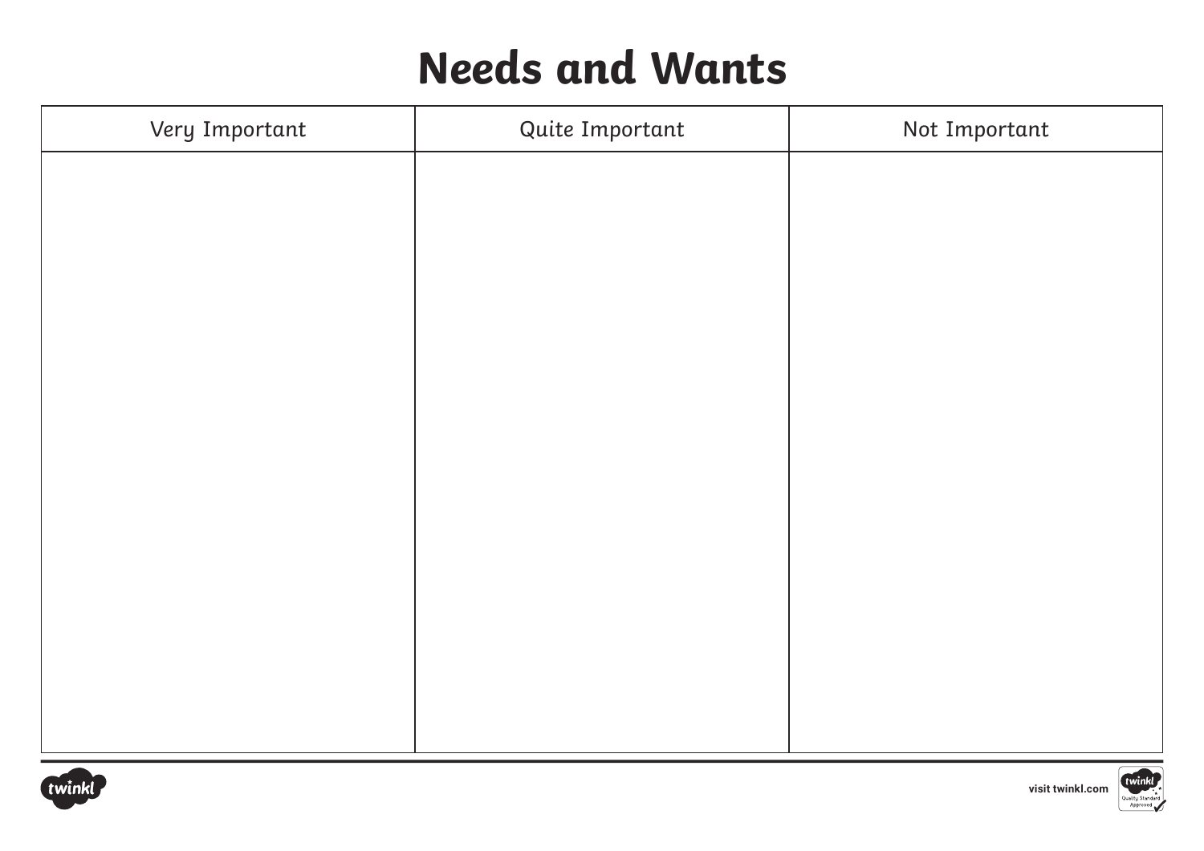# Needs and Wants

| Very Important | Quite Important | Not Important |
| --- | --- | --- |
| | | |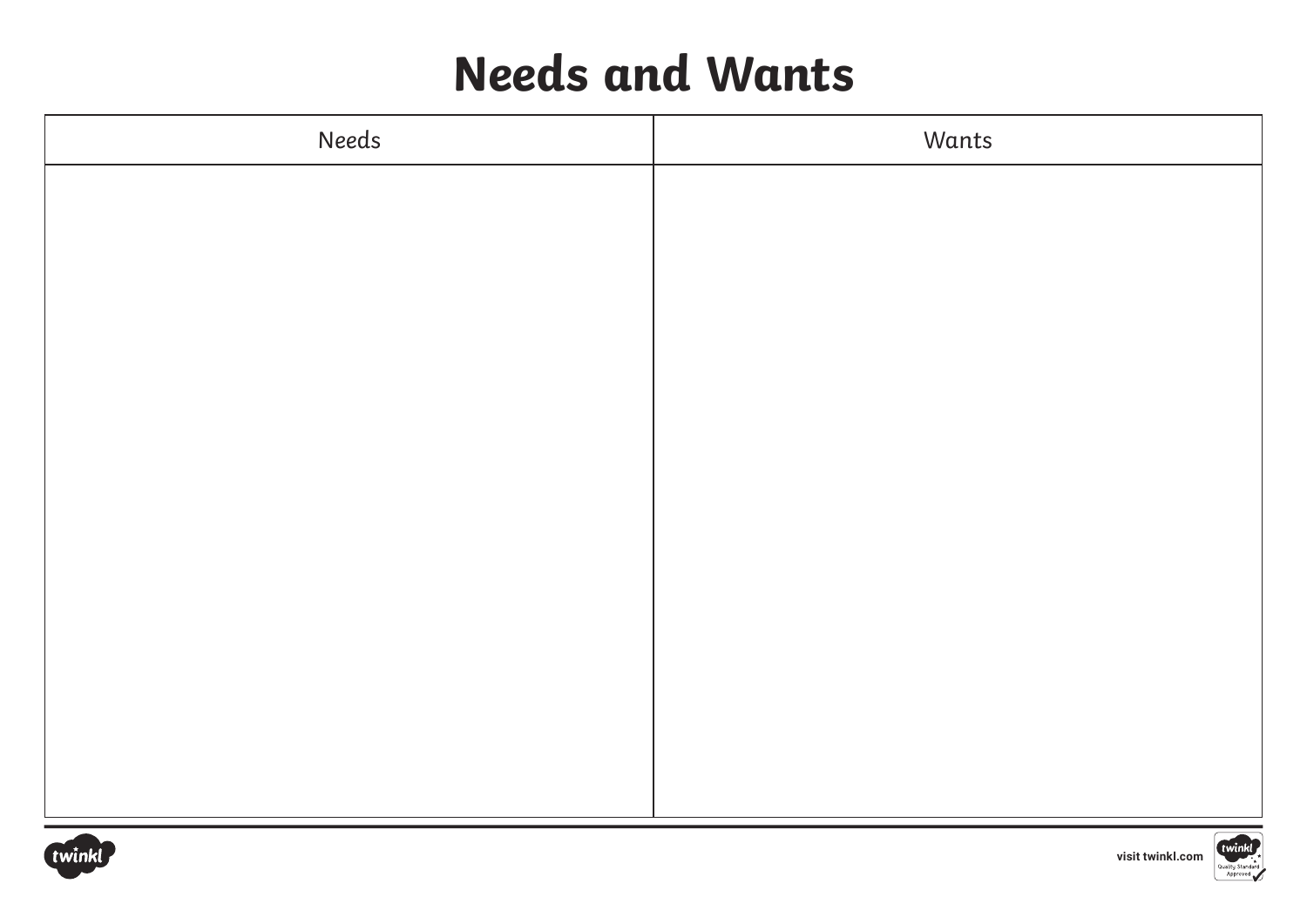# Needs and Wants

| Needs | Wants |
| --- | --- |
| | |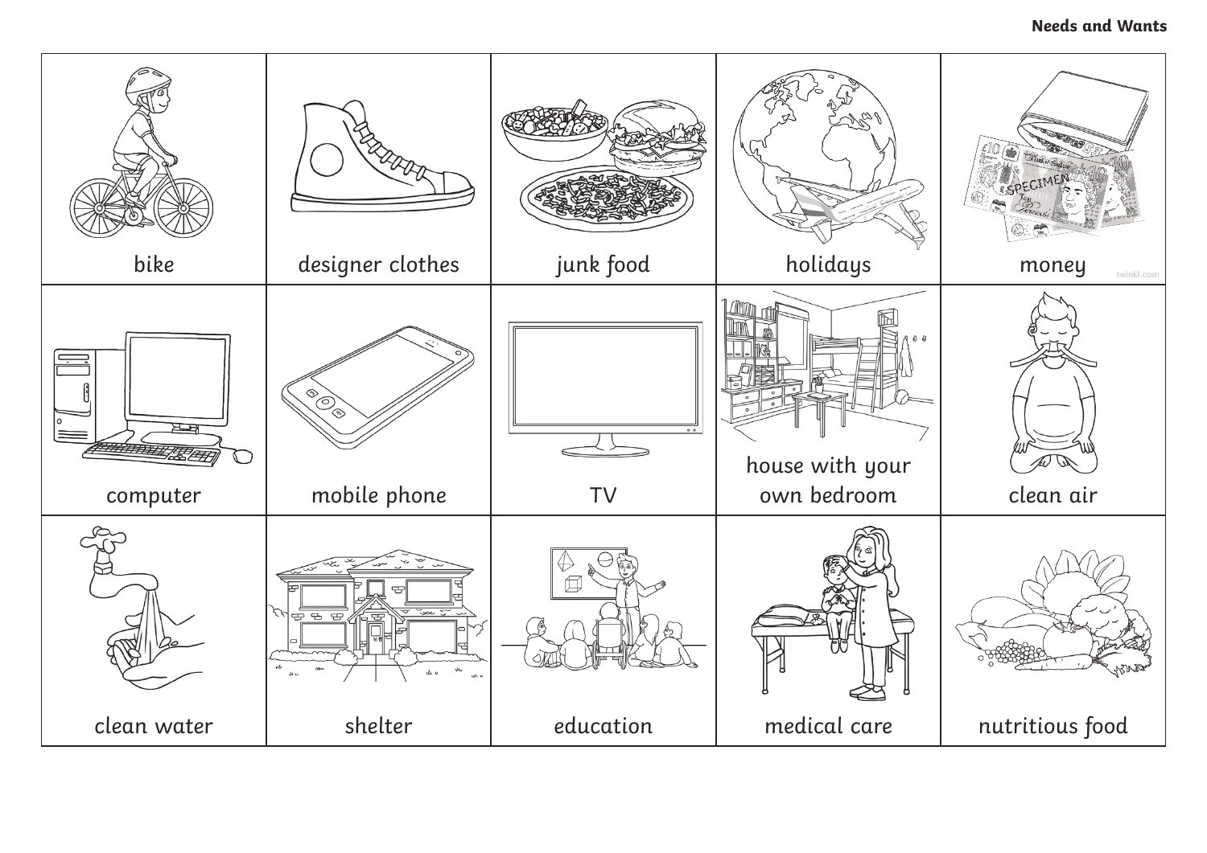# Needs and Wants

| bike | designer clothes | junk food | holidays | money |
| --- | --- | --- | --- | --- |
| computer | mobile phone | TV | house with your own bedroom | clean air |
| clean water | shelter | education | medical care | nutritious food |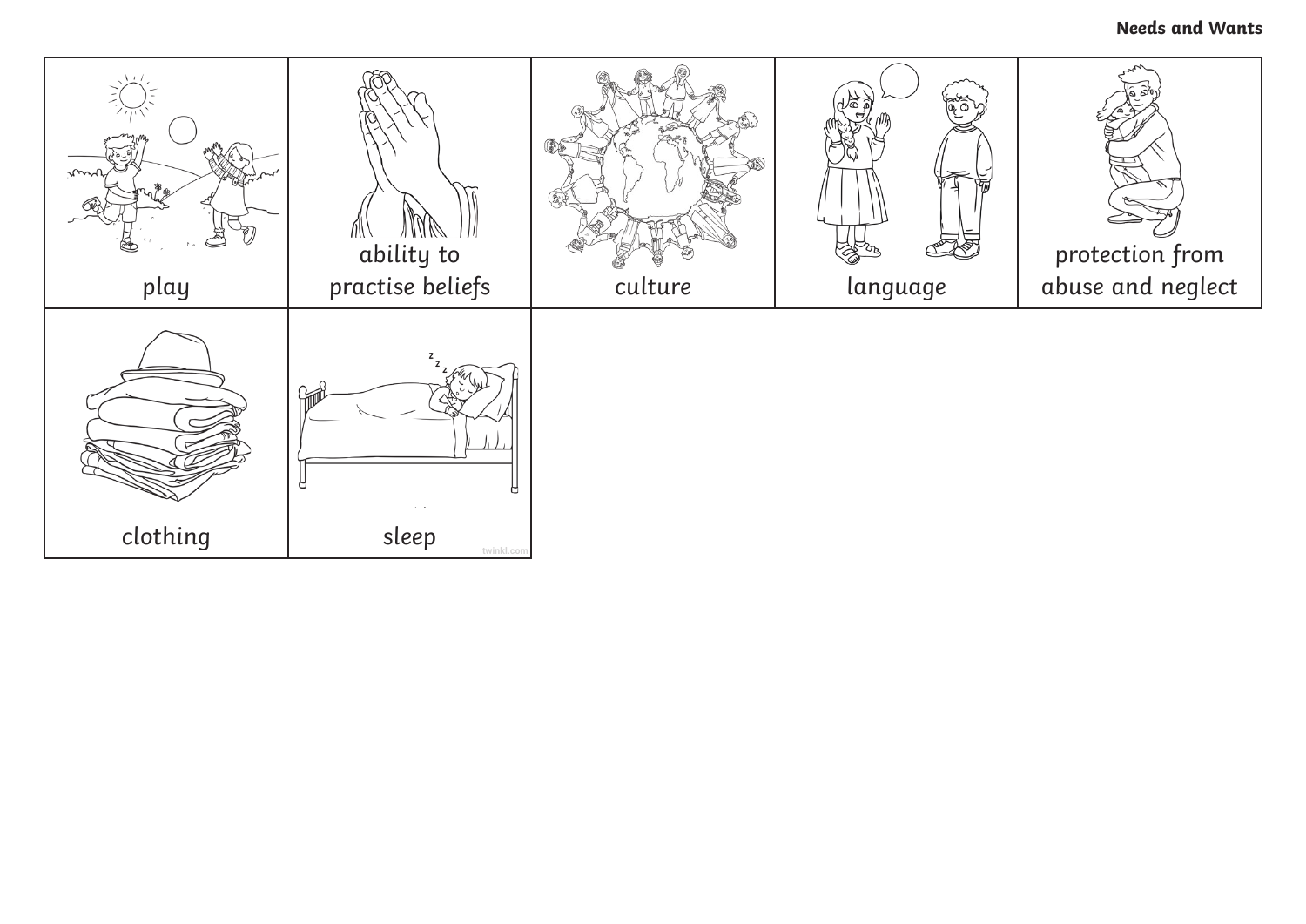| | | | | |
|---|---|---|---|---|
| play | ability to practise beliefs | culture | language | protection from abuse and neglect |
| clothing | sleep | | | |